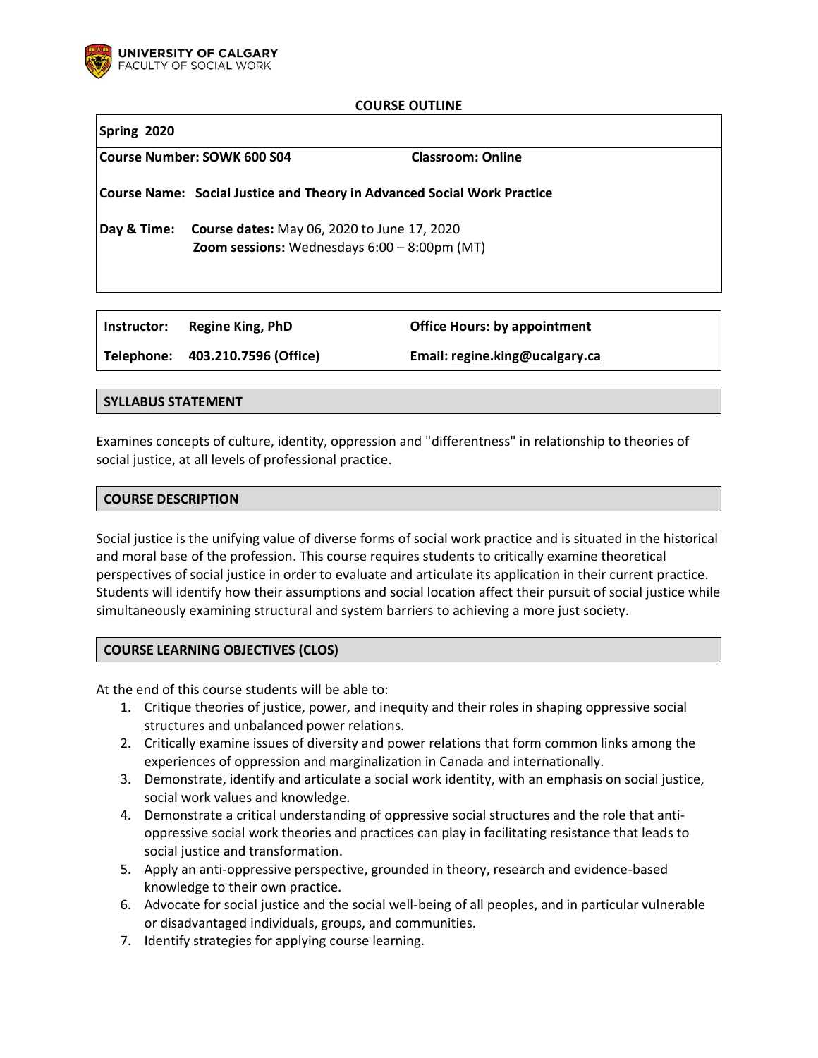UNIVERSITY OF CALGARY
FACULTY OF SOCIAL WORK

# COURSE OUTLINE

| Spring 2020 | |
|---|---|
| **Course Number: SOWK 600 S04** | **Classroom: Online** |
| **Course Name: Social Justice and Theory in Advanced Social Work Practice** | |
| **Day & Time:** **Course dates:** May 06, 2020 to June 17, 2020<br>**Zoom sessions:** Wednesdays 6:00 – 8:00pm (MT) | |

| | | |
|---|---|---|
| **Instructor:** | **Regine King, PhD** | **Office Hours: by appointment** |
| **Telephone:** | **403.210.7596 (Office)** | **Email: regine.king@ucalgary.ca** |

## SYLLABUS STATEMENT

Examines concepts of culture, identity, oppression and "differentness" in relationship to theories of social justice, at all levels of professional practice.

## COURSE DESCRIPTION

Social justice is the unifying value of diverse forms of social work practice and is situated in the historical and moral base of the profession. This course requires students to critically examine theoretical perspectives of social justice in order to evaluate and articulate its application in their current practice. Students will identify how their assumptions and social location affect their pursuit of social justice while simultaneously examining structural and system barriers to achieving a more just society.

## COURSE LEARNING OBJECTIVES (CLOS)

At the end of this course students will be able to:

1. Critique theories of justice, power, and inequity and their roles in shaping oppressive social structures and unbalanced power relations.
2. Critically examine issues of diversity and power relations that form common links among the experiences of oppression and marginalization in Canada and internationally.
3. Demonstrate, identify and articulate a social work identity, with an emphasis on social justice, social work values and knowledge.
4. Demonstrate a critical understanding of oppressive social structures and the role that anti-oppressive social work theories and practices can play in facilitating resistance that leads to social justice and transformation.
5. Apply an anti-oppressive perspective, grounded in theory, research and evidence-based knowledge to their own practice.
6. Advocate for social justice and the social well-being of all peoples, and in particular vulnerable or disadvantaged individuals, groups, and communities.
7. Identify strategies for applying course learning.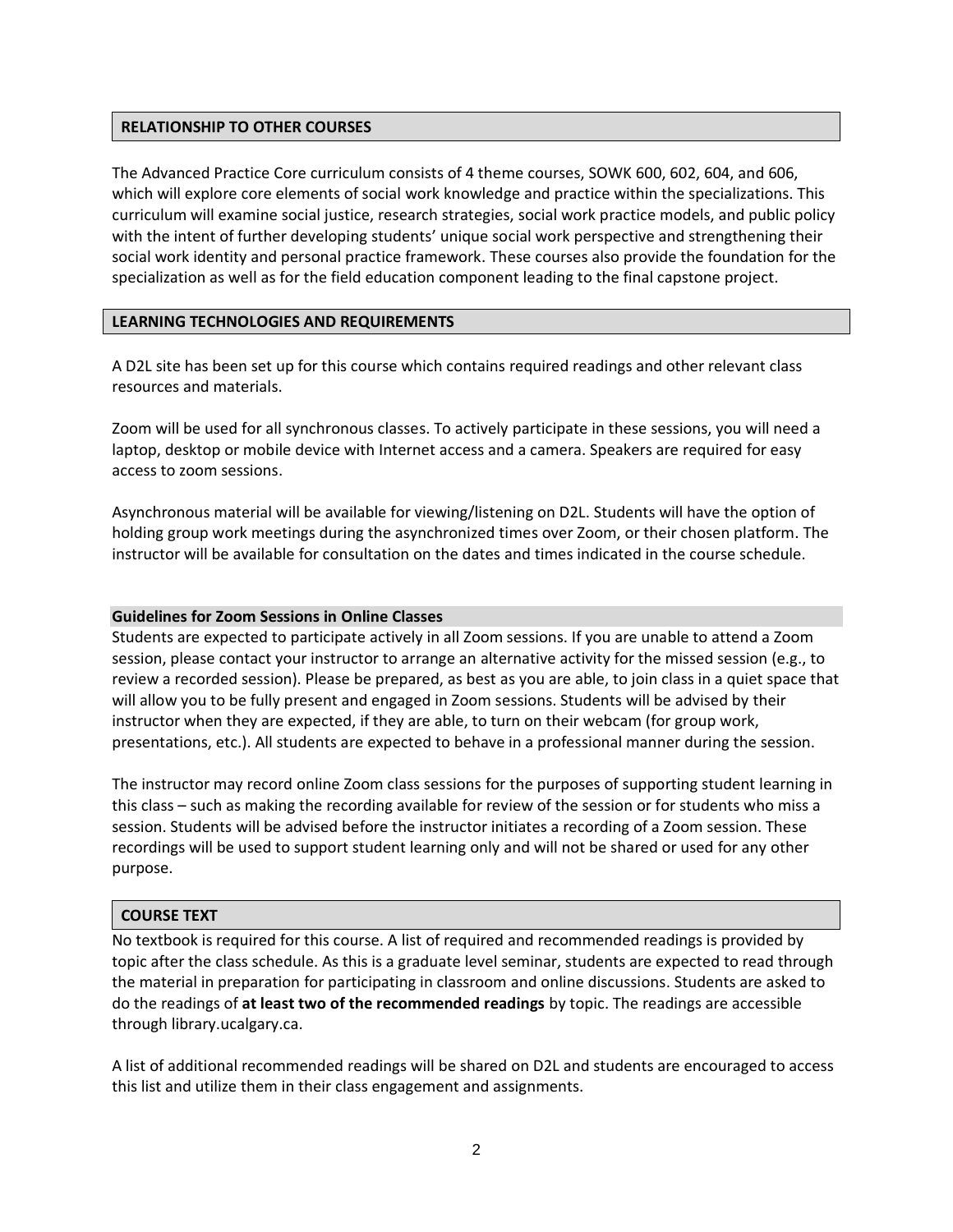## RELATIONSHIP TO OTHER COURSES

The Advanced Practice Core curriculum consists of 4 theme courses, SOWK 600, 602, 604, and 606, which will explore core elements of social work knowledge and practice within the specializations. This curriculum will examine social justice, research strategies, social work practice models, and public policy with the intent of further developing students' unique social work perspective and strengthening their social work identity and personal practice framework. These courses also provide the foundation for the specialization as well as for the field education component leading to the final capstone project.

## LEARNING TECHNOLOGIES AND REQUIREMENTS

A D2L site has been set up for this course which contains required readings and other relevant class resources and materials.

Zoom will be used for all synchronous classes. To actively participate in these sessions, you will need a laptop, desktop or mobile device with Internet access and a camera. Speakers are required for easy access to zoom sessions.

Asynchronous material will be available for viewing/listening on D2L. Students will have the option of holding group work meetings during the asynchronized times over Zoom, or their chosen platform. The instructor will be available for consultation on the dates and times indicated in the course schedule.

### Guidelines for Zoom Sessions in Online Classes

Students are expected to participate actively in all Zoom sessions. If you are unable to attend a Zoom session, please contact your instructor to arrange an alternative activity for the missed session (e.g., to review a recorded session). Please be prepared, as best as you are able, to join class in a quiet space that will allow you to be fully present and engaged in Zoom sessions. Students will be advised by their instructor when they are expected, if they are able, to turn on their webcam (for group work, presentations, etc.). All students are expected to behave in a professional manner during the session.

The instructor may record online Zoom class sessions for the purposes of supporting student learning in this class – such as making the recording available for review of the session or for students who miss a session. Students will be advised before the instructor initiates a recording of a Zoom session. These recordings will be used to support student learning only and will not be shared or used for any other purpose.

## COURSE TEXT

No textbook is required for this course. A list of required and recommended readings is provided by topic after the class schedule. As this is a graduate level seminar, students are expected to read through the material in preparation for participating in classroom and online discussions. Students are asked to do the readings of **at least two of the recommended readings** by topic. The readings are accessible through library.ucalgary.ca.

A list of additional recommended readings will be shared on D2L and students are encouraged to access this list and utilize them in their class engagement and assignments.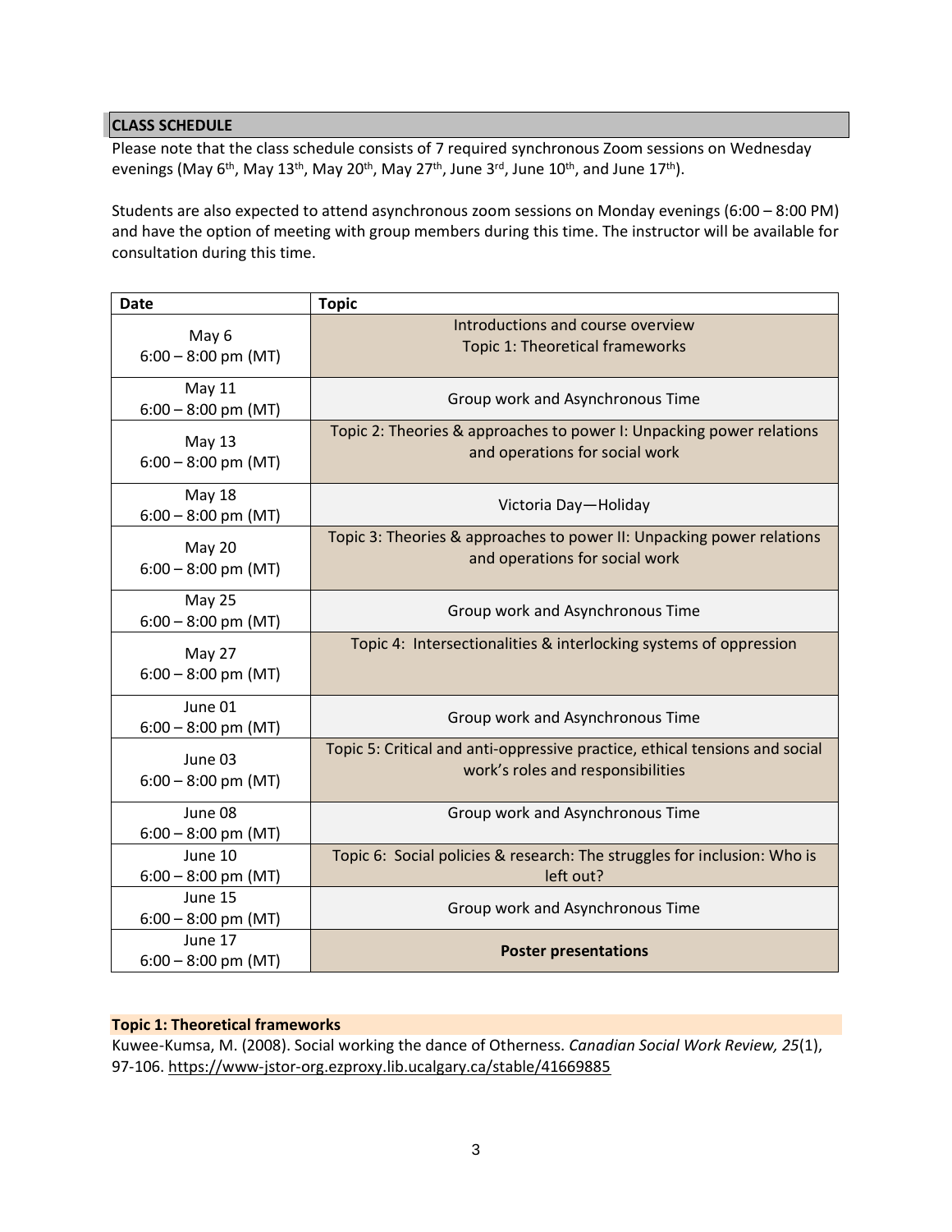## CLASS SCHEDULE

Please note that the class schedule consists of 7 required synchronous Zoom sessions on Wednesday evenings (May 6th, May 13th, May 20th, May 27th, June 3rd, June 10th, and June 17th).

Students are also expected to attend asynchronous zoom sessions on Monday evenings (6:00 – 8:00 PM) and have the option of meeting with group members during this time. The instructor will be available for consultation during this time.

| Date | Topic |
| --- | --- |
| May 6<br>6:00 – 8:00 pm (MT) | Introductions and course overview<br>Topic 1: Theoretical frameworks |
| May 11<br>6:00 – 8:00 pm (MT) | Group work and Asynchronous Time |
| May 13<br>6:00 – 8:00 pm (MT) | Topic 2: Theories & approaches to power I: Unpacking power relations and operations for social work |
| May 18<br>6:00 – 8:00 pm (MT) | Victoria Day—Holiday |
| May 20<br>6:00 – 8:00 pm (MT) | Topic 3: Theories & approaches to power II: Unpacking power relations and operations for social work |
| May 25<br>6:00 – 8:00 pm (MT) | Group work and Asynchronous Time |
| May 27<br>6:00 – 8:00 pm (MT) | Topic 4: Intersectionalities & interlocking systems of oppression |
| June 01<br>6:00 – 8:00 pm (MT) | Group work and Asynchronous Time |
| June 03<br>6:00 – 8:00 pm (MT) | Topic 5: Critical and anti-oppressive practice, ethical tensions and social work's roles and responsibilities |
| June 08<br>6:00 – 8:00 pm (MT) | Group work and Asynchronous Time |
| June 10<br>6:00 – 8:00 pm (MT) | Topic 6: Social policies & research: The struggles for inclusion: Who is left out? |
| June 15<br>6:00 – 8:00 pm (MT) | Group work and Asynchronous Time |
| June 17<br>6:00 – 8:00 pm (MT) | **Poster presentations** |

**Topic 1: Theoretical frameworks**

Kuwee-Kumsa, M. (2008). Social working the dance of Otherness. *Canadian Social Work Review, 25*(1), 97-106. https://www-jstor-org.ezproxy.lib.ucalgary.ca/stable/41669885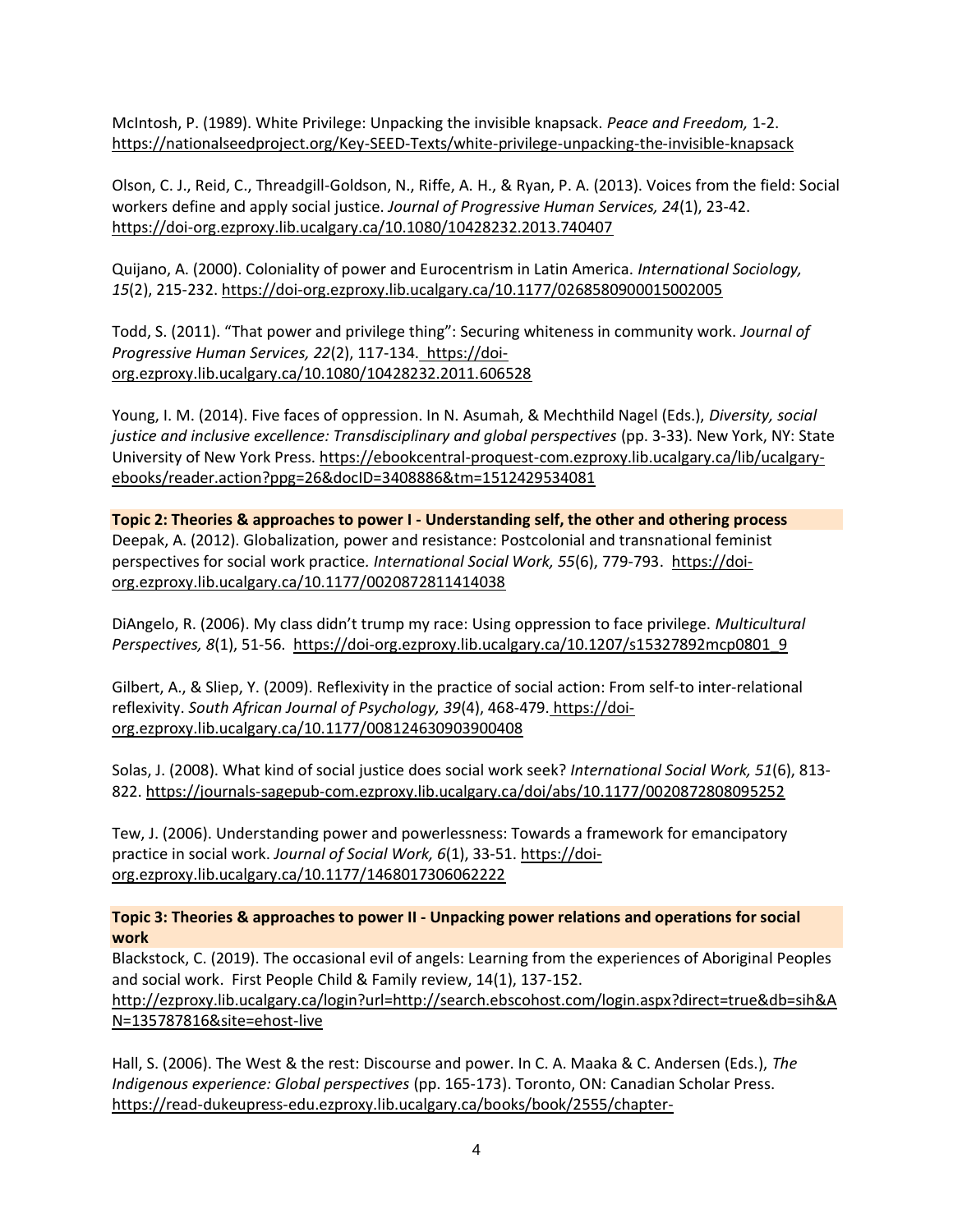McIntosh, P. (1989). White Privilege: Unpacking the invisible knapsack. *Peace and Freedom,* 1-2. https://nationalseedproject.org/Key-SEED-Texts/white-privilege-unpacking-the-invisible-knapsack

Olson, C. J., Reid, C., Threadgill-Goldson, N., Riffe, A. H., & Ryan, P. A. (2013). Voices from the field: Social workers define and apply social justice. *Journal of Progressive Human Services, 24*(1), 23-42. https://doi-org.ezproxy.lib.ucalgary.ca/10.1080/10428232.2013.740407

Quijano, A. (2000). Coloniality of power and Eurocentrism in Latin America. *International Sociology, 15*(2), 215-232. https://doi-org.ezproxy.lib.ucalgary.ca/10.1177/0268580900015002005

Todd, S. (2011). "That power and privilege thing": Securing whiteness in community work. *Journal of Progressive Human Services, 22*(2), 117-134. https://doi-org.ezproxy.lib.ucalgary.ca/10.1080/10428232.2011.606528

Young, I. M. (2014). Five faces of oppression. In N. Asumah, & Mechthild Nagel (Eds.), *Diversity, social justice and inclusive excellence: Transdisciplinary and global perspectives* (pp. 3-33). New York, NY: State University of New York Press. https://ebookcentral-proquest-com.ezproxy.lib.ucalgary.ca/lib/ucalgary-ebooks/reader.action?ppg=26&docID=3408886&tm=1512429534081

**Topic 2: Theories & approaches to power I - Understanding self, the other and othering process**

Deepak, A. (2012). Globalization, power and resistance: Postcolonial and transnational feminist perspectives for social work practice. *International Social Work, 55*(6), 779-793. https://doi-org.ezproxy.lib.ucalgary.ca/10.1177/0020872811414038

DiAngelo, R. (2006). My class didn't trump my race: Using oppression to face privilege. *Multicultural Perspectives, 8*(1), 51-56. https://doi-org.ezproxy.lib.ucalgary.ca/10.1207/s15327892mcp0801_9

Gilbert, A., & Sliep, Y. (2009). Reflexivity in the practice of social action: From self-to inter-relational reflexivity. *South African Journal of Psychology, 39*(4), 468-479. https://doi-org.ezproxy.lib.ucalgary.ca/10.1177/008124630903900408

Solas, J. (2008). What kind of social justice does social work seek? *International Social Work, 51*(6), 813-822. https://journals-sagepub-com.ezproxy.lib.ucalgary.ca/doi/abs/10.1177/0020872808095252

Tew, J. (2006). Understanding power and powerlessness: Towards a framework for emancipatory practice in social work. *Journal of Social Work, 6*(1), 33-51. https://doi-org.ezproxy.lib.ucalgary.ca/10.1177/1468017306062222

**Topic 3: Theories & approaches to power II - Unpacking power relations and operations for social work**

Blackstock, C. (2019). The occasional evil of angels: Learning from the experiences of Aboriginal Peoples and social work. First People Child & Family review, 14(1), 137-152. http://ezproxy.lib.ucalgary.ca/login?url=http://search.ebscohost.com/login.aspx?direct=true&db=sih&AN=135787816&site=ehost-live

Hall, S. (2006). The West & the rest: Discourse and power. In C. A. Maaka & C. Andersen (Eds.), *The Indigenous experience: Global perspectives* (pp. 165-173). Toronto, ON: Canadian Scholar Press. https://read-dukeupress-edu.ezproxy.lib.ucalgary.ca/books/book/2555/chapter-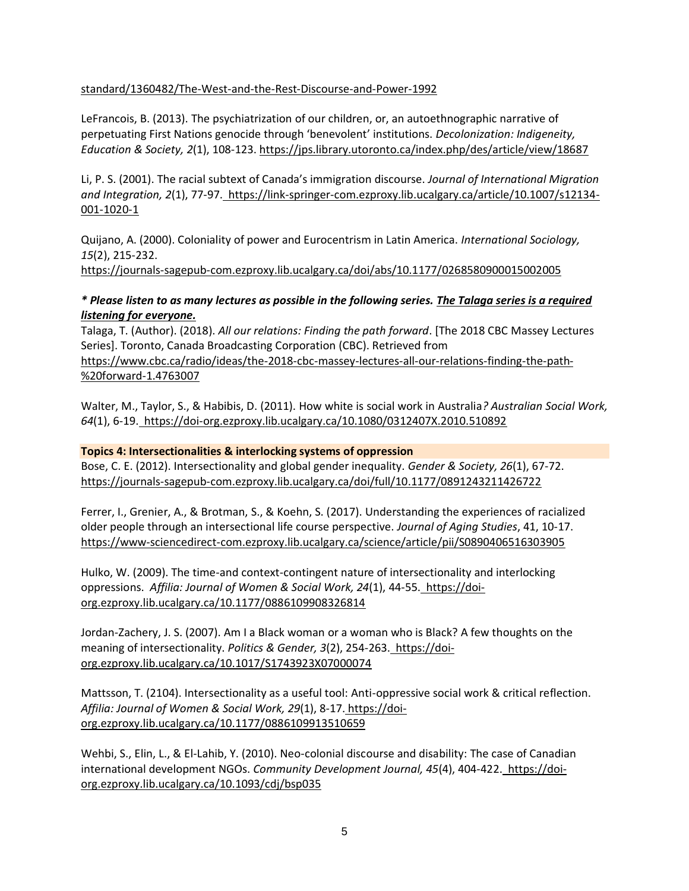standard/1360482/The-West-and-the-Rest-Discourse-and-Power-1992

LeFrancois, B. (2013). The psychiatrization of our children, or, an autoethnographic narrative of perpetuating First Nations genocide through 'benevolent' institutions. *Decolonization: Indigeneity, Education & Society, 2*(1), 108-123. https://jps.library.utoronto.ca/index.php/des/article/view/18687

Li, P. S. (2001). The racial subtext of Canada's immigration discourse. *Journal of International Migration and Integration, 2*(1), 77-97. https://link-springer-com.ezproxy.lib.ucalgary.ca/article/10.1007/s12134-001-1020-1

Quijano, A. (2000). Coloniality of power and Eurocentrism in Latin America. *International Sociology, 15*(2), 215-232. https://journals-sagepub-com.ezproxy.lib.ucalgary.ca/doi/abs/10.1177/0268580900015002005

***\* Please listen to as many lectures as possible in the following series. <u>The Talaga series is a required listening for everyone.</u>***

Talaga, T. (Author). (2018). *All our relations: Finding the path forward*. [The 2018 CBC Massey Lectures Series]. Toronto, Canada Broadcasting Corporation (CBC). Retrieved from https://www.cbc.ca/radio/ideas/the-2018-cbc-massey-lectures-all-our-relations-finding-the-path-%20forward-1.4763007

Walter, M., Taylor, S., & Habibis, D. (2011). How white is social work in Australia*? Australian Social Work, 64*(1), 6-19. https://doi-org.ezproxy.lib.ucalgary.ca/10.1080/0312407X.2010.510892

**Topics 4: Intersectionalities & interlocking systems of oppression**

Bose, C. E. (2012). Intersectionality and global gender inequality. *Gender & Society, 26*(1), 67-72. https://journals-sagepub-com.ezproxy.lib.ucalgary.ca/doi/full/10.1177/0891243211426722

Ferrer, I., Grenier, A., & Brotman, S., & Koehn, S. (2017). Understanding the experiences of racialized older people through an intersectional life course perspective. *Journal of Aging Studies*, 41, 10-17. https://www-sciencedirect-com.ezproxy.lib.ucalgary.ca/science/article/pii/S0890406516303905

Hulko, W. (2009). The time-and context-contingent nature of intersectionality and interlocking oppressions. *Affilia: Journal of Women & Social Work, 24*(1), 44-55. https://doi-org.ezproxy.lib.ucalgary.ca/10.1177/0886109908326814

Jordan-Zachery, J. S. (2007). Am I a Black woman or a woman who is Black? A few thoughts on the meaning of intersectionality. *Politics & Gender, 3*(2), 254-263. https://doi-org.ezproxy.lib.ucalgary.ca/10.1017/S1743923X07000074

Mattsson, T. (2104). Intersectionality as a useful tool: Anti-oppressive social work & critical reflection. *Affilia: Journal of Women & Social Work, 29*(1), 8-17. https://doi-org.ezproxy.lib.ucalgary.ca/10.1177/0886109913510659

Wehbi, S., Elin, L., & El-Lahib, Y. (2010). Neo-colonial discourse and disability: The case of Canadian international development NGOs. *Community Development Journal, 45*(4), 404-422. https://doi-org.ezproxy.lib.ucalgary.ca/10.1093/cdj/bsp035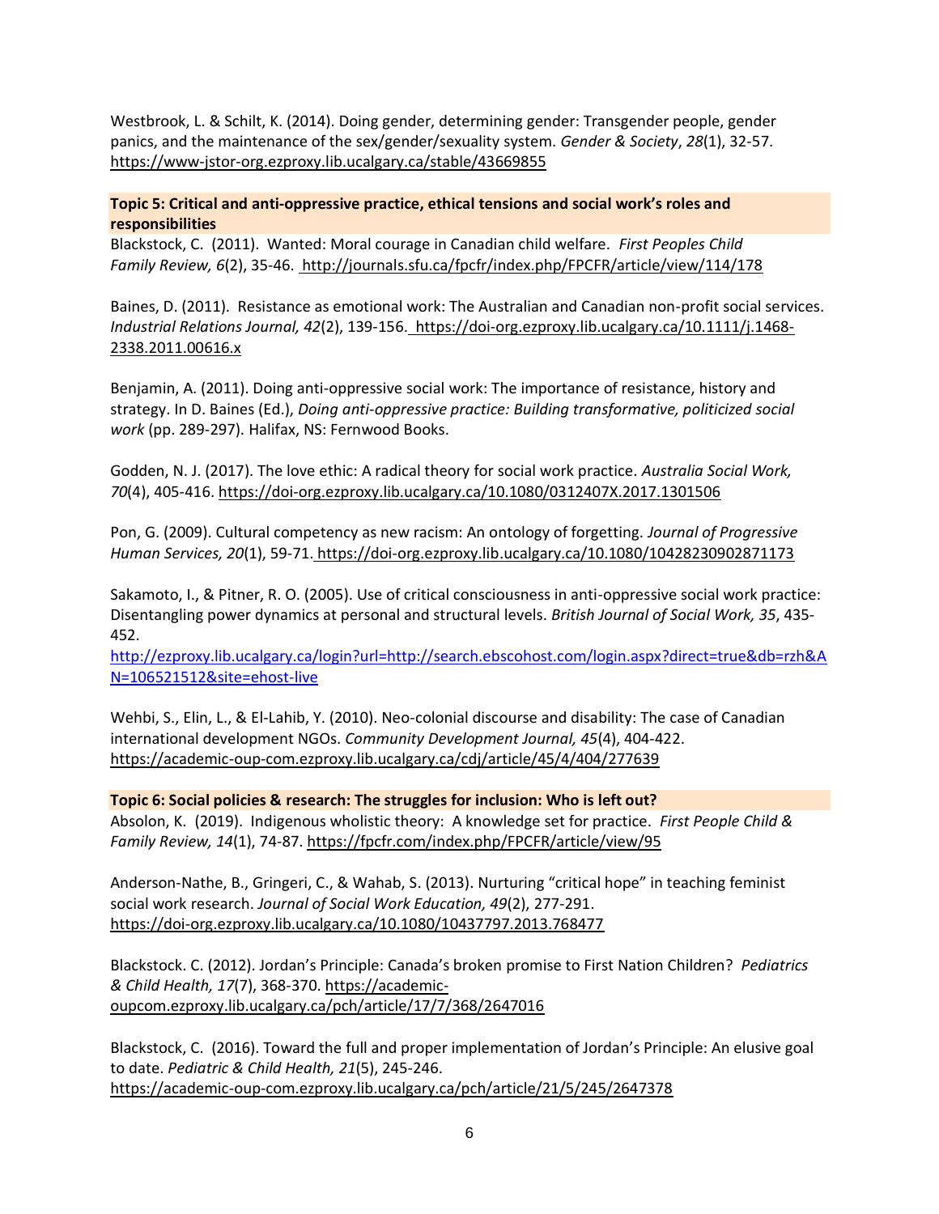Westbrook, L. & Schilt, K. (2014). Doing gender, determining gender: Transgender people, gender panics, and the maintenance of the sex/gender/sexuality system. *Gender & Society*, *28*(1), 32-57. https://www-jstor-org.ezproxy.lib.ucalgary.ca/stable/43669855

**Topic 5: Critical and anti-oppressive practice, ethical tensions and social work's roles and responsibilities**

Blackstock, C. (2011). Wanted: Moral courage in Canadian child welfare. *First Peoples Child Family Review, 6*(2), 35-46. http://journals.sfu.ca/fpcfr/index.php/FPCFR/article/view/114/178

Baines, D. (2011). Resistance as emotional work: The Australian and Canadian non-profit social services. *Industrial Relations Journal, 42*(2), 139-156. https://doi-org.ezproxy.lib.ucalgary.ca/10.1111/j.1468-2338.2011.00616.x

Benjamin, A. (2011). Doing anti-oppressive social work: The importance of resistance, history and strategy. In D. Baines (Ed.), *Doing anti-oppressive practice: Building transformative, politicized social work* (pp. 289-297). Halifax, NS: Fernwood Books.

Godden, N. J. (2017). The love ethic: A radical theory for social work practice. *Australia Social Work, 70*(4), 405-416. https://doi-org.ezproxy.lib.ucalgary.ca/10.1080/0312407X.2017.1301506

Pon, G. (2009). Cultural competency as new racism: An ontology of forgetting. *Journal of Progressive Human Services, 20*(1), 59-71. https://doi-org.ezproxy.lib.ucalgary.ca/10.1080/10428230902871173

Sakamoto, I., & Pitner, R. O. (2005). Use of critical consciousness in anti-oppressive social work practice: Disentangling power dynamics at personal and structural levels. *British Journal of Social Work, 35*, 435-452.
http://ezproxy.lib.ucalgary.ca/login?url=http://search.ebscohost.com/login.aspx?direct=true&db=rzh&AN=106521512&site=ehost-live

Wehbi, S., Elin, L., & El-Lahib, Y. (2010). Neo-colonial discourse and disability: The case of Canadian international development NGOs. *Community Development Journal, 45*(4), 404-422. https://academic-oup-com.ezproxy.lib.ucalgary.ca/cdj/article/45/4/404/277639

**Topic 6: Social policies & research: The struggles for inclusion: Who is left out?**

Absolon, K. (2019). Indigenous wholistic theory: A knowledge set for practice. *First People Child & Family Review, 14*(1), 74-87. https://fpcfr.com/index.php/FPCFR/article/view/95

Anderson-Nathe, B., Gringeri, C., & Wahab, S. (2013). Nurturing "critical hope" in teaching feminist social work research. *Journal of Social Work Education, 49*(2), 277-291. https://doi-org.ezproxy.lib.ucalgary.ca/10.1080/10437797.2013.768477

Blackstock. C. (2012). Jordan's Principle: Canada's broken promise to First Nation Children? *Pediatrics & Child Health, 17*(7), 368-370. https://academic-oupcom.ezproxy.lib.ucalgary.ca/pch/article/17/7/368/2647016

Blackstock, C. (2016). Toward the full and proper implementation of Jordan's Principle: An elusive goal to date. *Pediatric & Child Health, 21*(5), 245-246. https://academic-oup-com.ezproxy.lib.ucalgary.ca/pch/article/21/5/245/2647378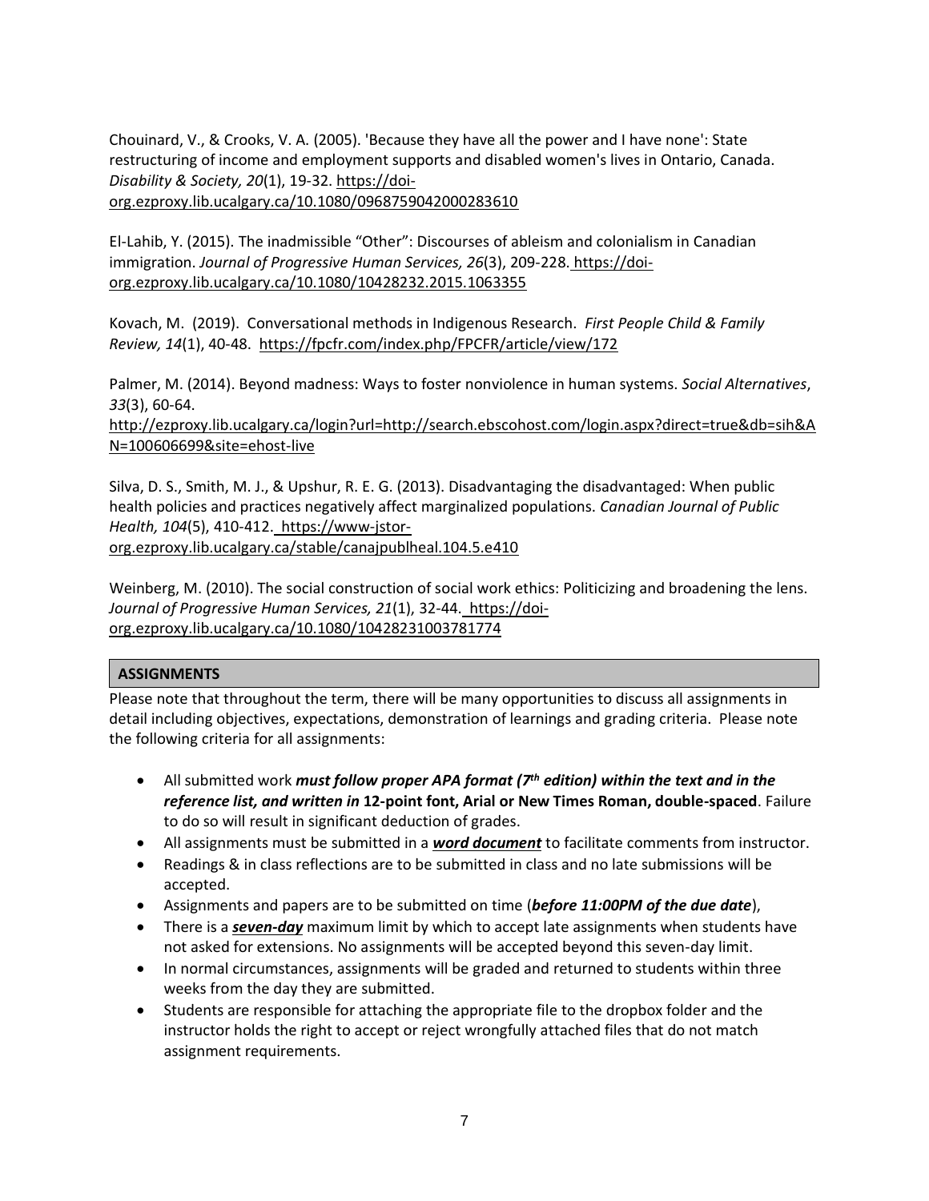Chouinard, V., & Crooks, V. A. (2005). 'Because they have all the power and I have none': State restructuring of income and employment supports and disabled women's lives in Ontario, Canada. *Disability & Society, 20*(1), 19-32. https://doi-org.ezproxy.lib.ucalgary.ca/10.1080/0968759042000283610

El-Lahib, Y. (2015). The inadmissible "Other": Discourses of ableism and colonialism in Canadian immigration. *Journal of Progressive Human Services, 26*(3), 209-228. https://doi-org.ezproxy.lib.ucalgary.ca/10.1080/10428232.2015.1063355

Kovach, M. (2019). Conversational methods in Indigenous Research. *First People Child & Family Review, 14*(1), 40-48. https://fpcfr.com/index.php/FPCFR/article/view/172

Palmer, M. (2014). Beyond madness: Ways to foster nonviolence in human systems. *Social Alternatives*, *33*(3), 60-64. http://ezproxy.lib.ucalgary.ca/login?url=http://search.ebscohost.com/login.aspx?direct=true&db=sih&AN=100606699&site=ehost-live

Silva, D. S., Smith, M. J., & Upshur, R. E. G. (2013). Disadvantaging the disadvantaged: When public health policies and practices negatively affect marginalized populations. *Canadian Journal of Public Health, 104*(5), 410-412. https://www-jstor-org.ezproxy.lib.ucalgary.ca/stable/canajpublheal.104.5.e410

Weinberg, M. (2010). The social construction of social work ethics: Politicizing and broadening the lens. *Journal of Progressive Human Services, 21*(1), 32-44. https://doi-org.ezproxy.lib.ucalgary.ca/10.1080/10428231003781774

## ASSIGNMENTS

Please note that throughout the term, there will be many opportunities to discuss all assignments in detail including objectives, expectations, demonstration of learnings and grading criteria. Please note the following criteria for all assignments:

- All submitted work ***must follow proper APA format (7th edition) within the text and in the reference list, and written in*** **12-point font, Arial or New Times Roman, double-spaced**. Failure to do so will result in significant deduction of grades.
- All assignments must be submitted in a ***word document*** to facilitate comments from instructor.
- Readings & in class reflections are to be submitted in class and no late submissions will be accepted.
- Assignments and papers are to be submitted on time (***before 11:00PM of the due date***),
- There is a ***seven-day*** maximum limit by which to accept late assignments when students have not asked for extensions. No assignments will be accepted beyond this seven-day limit.
- In normal circumstances, assignments will be graded and returned to students within three weeks from the day they are submitted.
- Students are responsible for attaching the appropriate file to the dropbox folder and the instructor holds the right to accept or reject wrongfully attached files that do not match assignment requirements.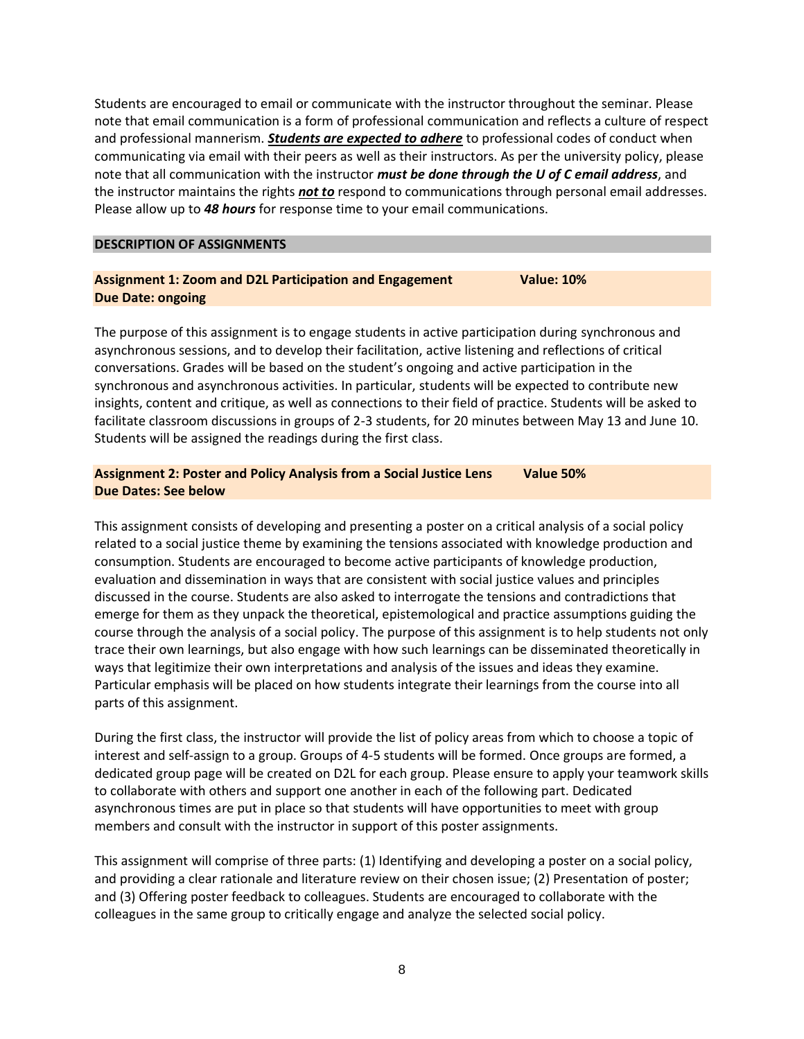Students are encouraged to email or communicate with the instructor throughout the seminar. Please note that email communication is a form of professional communication and reflects a culture of respect and professional mannerism. ***Students are expected to adhere*** to professional codes of conduct when communicating via email with their peers as well as their instructors. As per the university policy, please note that all communication with the instructor ***must be done through the U of C email address***, and the instructor maintains the rights ***not to*** respond to communications through personal email addresses. Please allow up to ***48 hours*** for response time to your email communications.

## DESCRIPTION OF ASSIGNMENTS

### Assignment 1: Zoom and D2L Participation and Engagement — Value: 10%
**Due Date: ongoing**

The purpose of this assignment is to engage students in active participation during synchronous and asynchronous sessions, and to develop their facilitation, active listening and reflections of critical conversations. Grades will be based on the student's ongoing and active participation in the synchronous and asynchronous activities. In particular, students will be expected to contribute new insights, content and critique, as well as connections to their field of practice. Students will be asked to facilitate classroom discussions in groups of 2-3 students, for 20 minutes between May 13 and June 10. Students will be assigned the readings during the first class.

### Assignment 2: Poster and Policy Analysis from a Social Justice Lens — Value 50%
**Due Dates: See below**

This assignment consists of developing and presenting a poster on a critical analysis of a social policy related to a social justice theme by examining the tensions associated with knowledge production and consumption. Students are encouraged to become active participants of knowledge production, evaluation and dissemination in ways that are consistent with social justice values and principles discussed in the course. Students are also asked to interrogate the tensions and contradictions that emerge for them as they unpack the theoretical, epistemological and practice assumptions guiding the course through the analysis of a social policy. The purpose of this assignment is to help students not only trace their own learnings, but also engage with how such learnings can be disseminated theoretically in ways that legitimize their own interpretations and analysis of the issues and ideas they examine. Particular emphasis will be placed on how students integrate their learnings from the course into all parts of this assignment.

During the first class, the instructor will provide the list of policy areas from which to choose a topic of interest and self-assign to a group. Groups of 4-5 students will be formed. Once groups are formed, a dedicated group page will be created on D2L for each group. Please ensure to apply your teamwork skills to collaborate with others and support one another in each of the following part. Dedicated asynchronous times are put in place so that students will have opportunities to meet with group members and consult with the instructor in support of this poster assignments.

This assignment will comprise of three parts: (1) Identifying and developing a poster on a social policy, and providing a clear rationale and literature review on their chosen issue; (2) Presentation of poster; and (3) Offering poster feedback to colleagues. Students are encouraged to collaborate with the colleagues in the same group to critically engage and analyze the selected social policy.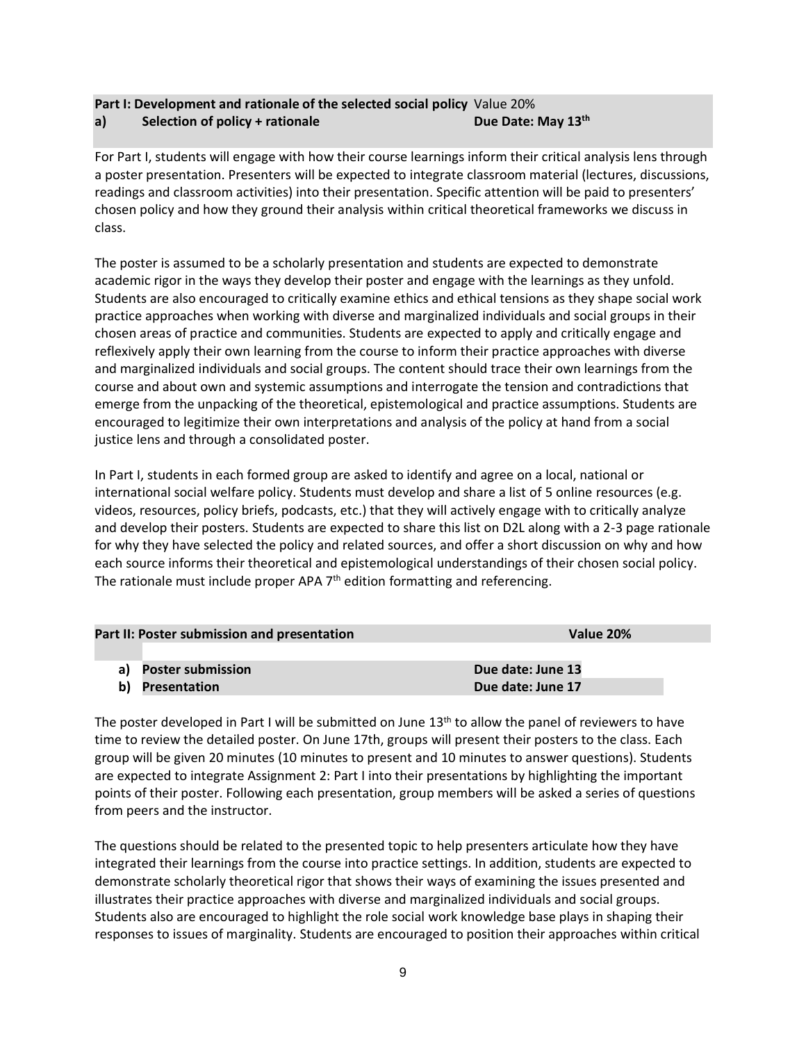**Part I: Development and rationale of the selected social policy** Value 20%

**a) Selection of policy + rationale** **Due Date: May 13th**

For Part I, students will engage with how their course learnings inform their critical analysis lens through a poster presentation. Presenters will be expected to integrate classroom material (lectures, discussions, readings and classroom activities) into their presentation. Specific attention will be paid to presenters' chosen policy and how they ground their analysis within critical theoretical frameworks we discuss in class.

The poster is assumed to be a scholarly presentation and students are expected to demonstrate academic rigor in the ways they develop their poster and engage with the learnings as they unfold. Students are also encouraged to critically examine ethics and ethical tensions as they shape social work practice approaches when working with diverse and marginalized individuals and social groups in their chosen areas of practice and communities. Students are expected to apply and critically engage and reflexively apply their own learning from the course to inform their practice approaches with diverse and marginalized individuals and social groups. The content should trace their own learnings from the course and about own and systemic assumptions and interrogate the tension and contradictions that emerge from the unpacking of the theoretical, epistemological and practice assumptions. Students are encouraged to legitimize their own interpretations and analysis of the policy at hand from a social justice lens and through a consolidated poster.

In Part I, students in each formed group are asked to identify and agree on a local, national or international social welfare policy. Students must develop and share a list of 5 online resources (e.g. videos, resources, policy briefs, podcasts, etc.) that they will actively engage with to critically analyze and develop their posters. Students are expected to share this list on D2L along with a 2-3 page rationale for why they have selected the policy and related sources, and offer a short discussion on why and how each source informs their theoretical and epistemological understandings of their chosen social policy. The rationale must include proper APA 7th edition formatting and referencing.

**Part II: Poster submission and presentation** **Value 20%**

| | | |
|---|---|---|
| a) | **Poster submission** | **Due date: June 13** |
| b) | **Presentation** | **Due date: June 17** |

The poster developed in Part I will be submitted on June 13th to allow the panel of reviewers to have time to review the detailed poster. On June 17th, groups will present their posters to the class. Each group will be given 20 minutes (10 minutes to present and 10 minutes to answer questions). Students are expected to integrate Assignment 2: Part I into their presentations by highlighting the important points of their poster. Following each presentation, group members will be asked a series of questions from peers and the instructor.

The questions should be related to the presented topic to help presenters articulate how they have integrated their learnings from the course into practice settings. In addition, students are expected to demonstrate scholarly theoretical rigor that shows their ways of examining the issues presented and illustrates their practice approaches with diverse and marginalized individuals and social groups. Students also are encouraged to highlight the role social work knowledge base plays in shaping their responses to issues of marginality. Students are encouraged to position their approaches within critical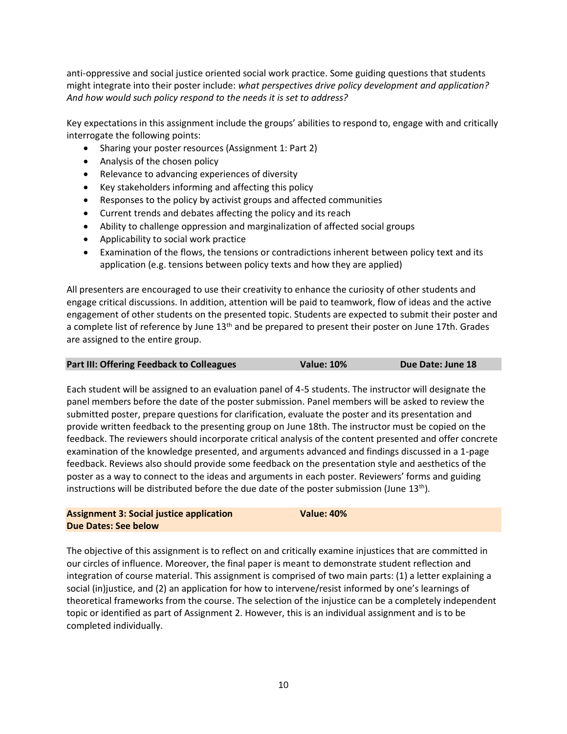anti-oppressive and social justice oriented social work practice. Some guiding questions that students might integrate into their poster include: *what perspectives drive policy development and application? And how would such policy respond to the needs it is set to address?*

Key expectations in this assignment include the groups' abilities to respond to, engage with and critically interrogate the following points:

- Sharing your poster resources (Assignment 1: Part 2)
- Analysis of the chosen policy
- Relevance to advancing experiences of diversity
- Key stakeholders informing and affecting this policy
- Responses to the policy by activist groups and affected communities
- Current trends and debates affecting the policy and its reach
- Ability to challenge oppression and marginalization of affected social groups
- Applicability to social work practice
- Examination of the flows, the tensions or contradictions inherent between policy text and its application (e.g. tensions between policy texts and how they are applied)

All presenters are encouraged to use their creativity to enhance the curiosity of other students and engage critical discussions. In addition, attention will be paid to teamwork, flow of ideas and the active engagement of other students on the presented topic. Students are expected to submit their poster and a complete list of reference by June 13th and be prepared to present their poster on June 17th. Grades are assigned to the entire group.

| **Part III: Offering Feedback to Colleagues** | **Value: 10%** | **Due Date: June 18** |
|---|---|---|

Each student will be assigned to an evaluation panel of 4-5 students. The instructor will designate the panel members before the date of the poster submission. Panel members will be asked to review the submitted poster, prepare questions for clarification, evaluate the poster and its presentation and provide written feedback to the presenting group on June 18th. The instructor must be copied on the feedback. The reviewers should incorporate critical analysis of the content presented and offer concrete examination of the knowledge presented, and arguments advanced and findings discussed in a 1-page feedback. Reviews also should provide some feedback on the presentation style and aesthetics of the poster as a way to connect to the ideas and arguments in each poster. Reviewers' forms and guiding instructions will be distributed before the due date of the poster submission (June 13th).

| **Assignment 3: Social justice application** | **Value: 40%** |
|---|---|
| **Due Dates: See below** | |

The objective of this assignment is to reflect on and critically examine injustices that are committed in our circles of influence. Moreover, the final paper is meant to demonstrate student reflection and integration of course material. This assignment is comprised of two main parts: (1) a letter explaining a social (in)justice, and (2) an application for how to intervene/resist informed by one's learnings of theoretical frameworks from the course. The selection of the injustice can be a completely independent topic or identified as part of Assignment 2. However, this is an individual assignment and is to be completed individually.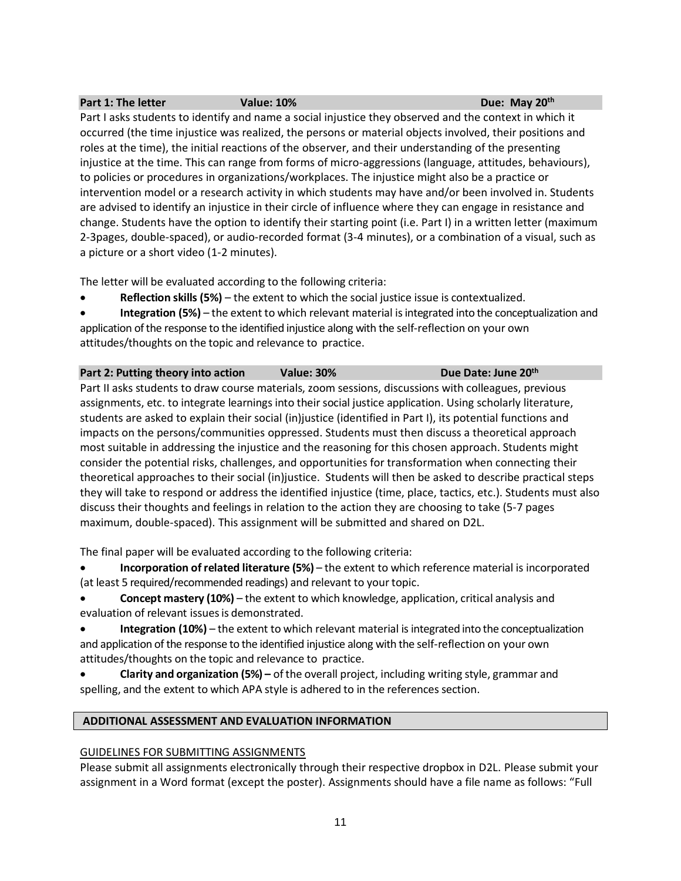**Part 1: The letter** **Value: 10%** **Due: May 20th**

Part I asks students to identify and name a social injustice they observed and the context in which it occurred (the time injustice was realized, the persons or material objects involved, their positions and roles at the time), the initial reactions of the observer, and their understanding of the presenting injustice at the time. This can range from forms of micro-aggressions (language, attitudes, behaviours), to policies or procedures in organizations/workplaces. The injustice might also be a practice or intervention model or a research activity in which students may have and/or been involved in. Students are advised to identify an injustice in their circle of influence where they can engage in resistance and change. Students have the option to identify their starting point (i.e. Part I) in a written letter (maximum 2-3pages, double-spaced), or audio-recorded format (3-4 minutes), or a combination of a visual, such as a picture or a short video (1-2 minutes).

The letter will be evaluated according to the following criteria:

- **Reflection skills (5%)** – the extent to which the social justice issue is contextualized.
- **Integration (5%)** – the extent to which relevant material is integrated into the conceptualization and application of the response to the identified injustice along with the self-reflection on your own attitudes/thoughts on the topic and relevance to practice.

**Part 2: Putting theory into action** **Value: 30%** **Due Date: June 20th**

Part II asks students to draw course materials, zoom sessions, discussions with colleagues, previous assignments, etc. to integrate learnings into their social justice application. Using scholarly literature, students are asked to explain their social (in)justice (identified in Part I), its potential functions and impacts on the persons/communities oppressed. Students must then discuss a theoretical approach most suitable in addressing the injustice and the reasoning for this chosen approach. Students might consider the potential risks, challenges, and opportunities for transformation when connecting their theoretical approaches to their social (in)justice. Students will then be asked to describe practical steps they will take to respond or address the identified injustice (time, place, tactics, etc.). Students must also discuss their thoughts and feelings in relation to the action they are choosing to take (5-7 pages maximum, double-spaced). This assignment will be submitted and shared on D2L.

The final paper will be evaluated according to the following criteria:

- **Incorporation of related literature (5%)** – the extent to which reference material is incorporated (at least 5 required/recommended readings) and relevant to your topic.
- **Concept mastery (10%)** – the extent to which knowledge, application, critical analysis and evaluation of relevant issues is demonstrated.
- **Integration (10%)** – the extent to which relevant material is integrated into the conceptualization and application of the response to the identified injustice along with the self-reflection on your own attitudes/thoughts on the topic and relevance to practice.
- **Clarity and organization (5%) –** of the overall project, including writing style, grammar and spelling, and the extent to which APA style is adhered to in the references section.

## ADDITIONAL ASSESSMENT AND EVALUATION INFORMATION

GUIDELINES FOR SUBMITTING ASSIGNMENTS

Please submit all assignments electronically through their respective dropbox in D2L. Please submit your assignment in a Word format (except the poster). Assignments should have a file name as follows: "Full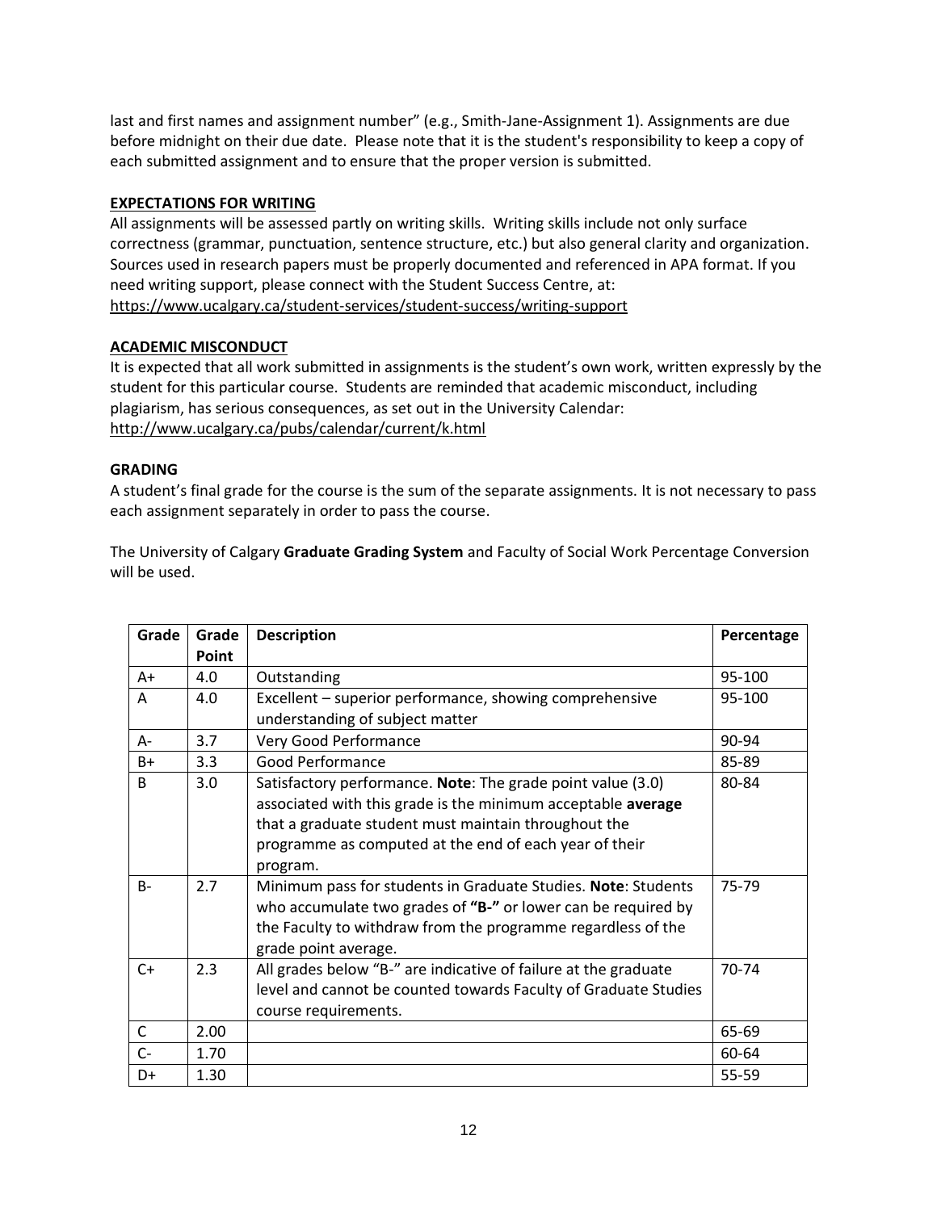last and first names and assignment number" (e.g., Smith-Jane-Assignment 1). Assignments are due before midnight on their due date. Please note that it is the student's responsibility to keep a copy of each submitted assignment and to ensure that the proper version is submitted.

## EXPECTATIONS FOR WRITING

All assignments will be assessed partly on writing skills. Writing skills include not only surface correctness (grammar, punctuation, sentence structure, etc.) but also general clarity and organization. Sources used in research papers must be properly documented and referenced in APA format. If you need writing support, please connect with the Student Success Centre, at: https://www.ucalgary.ca/student-services/student-success/writing-support

## ACADEMIC MISCONDUCT

It is expected that all work submitted in assignments is the student's own work, written expressly by the student for this particular course. Students are reminded that academic misconduct, including plagiarism, has serious consequences, as set out in the University Calendar: http://www.ucalgary.ca/pubs/calendar/current/k.html

## GRADING

A student's final grade for the course is the sum of the separate assignments. It is not necessary to pass each assignment separately in order to pass the course.

The University of Calgary **Graduate Grading System** and Faculty of Social Work Percentage Conversion will be used.

| Grade | Grade Point | Description | Percentage |
|---|---|---|---|
| A+ | 4.0 | Outstanding | 95-100 |
| A | 4.0 | Excellent – superior performance, showing comprehensive understanding of subject matter | 95-100 |
| A- | 3.7 | Very Good Performance | 90-94 |
| B+ | 3.3 | Good Performance | 85-89 |
| B | 3.0 | Satisfactory performance. **Note**: The grade point value (3.0) associated with this grade is the minimum acceptable **average** that a graduate student must maintain throughout the programme as computed at the end of each year of their program. | 80-84 |
| B- | 2.7 | Minimum pass for students in Graduate Studies. **Note**: Students who accumulate two grades of **"B-"** or lower can be required by the Faculty to withdraw from the programme regardless of the grade point average. | 75-79 |
| C+ | 2.3 | All grades below "B-" are indicative of failure at the graduate level and cannot be counted towards Faculty of Graduate Studies course requirements. | 70-74 |
| C | 2.00 | | 65-69 |
| C- | 1.70 | | 60-64 |
| D+ | 1.30 | | 55-59 |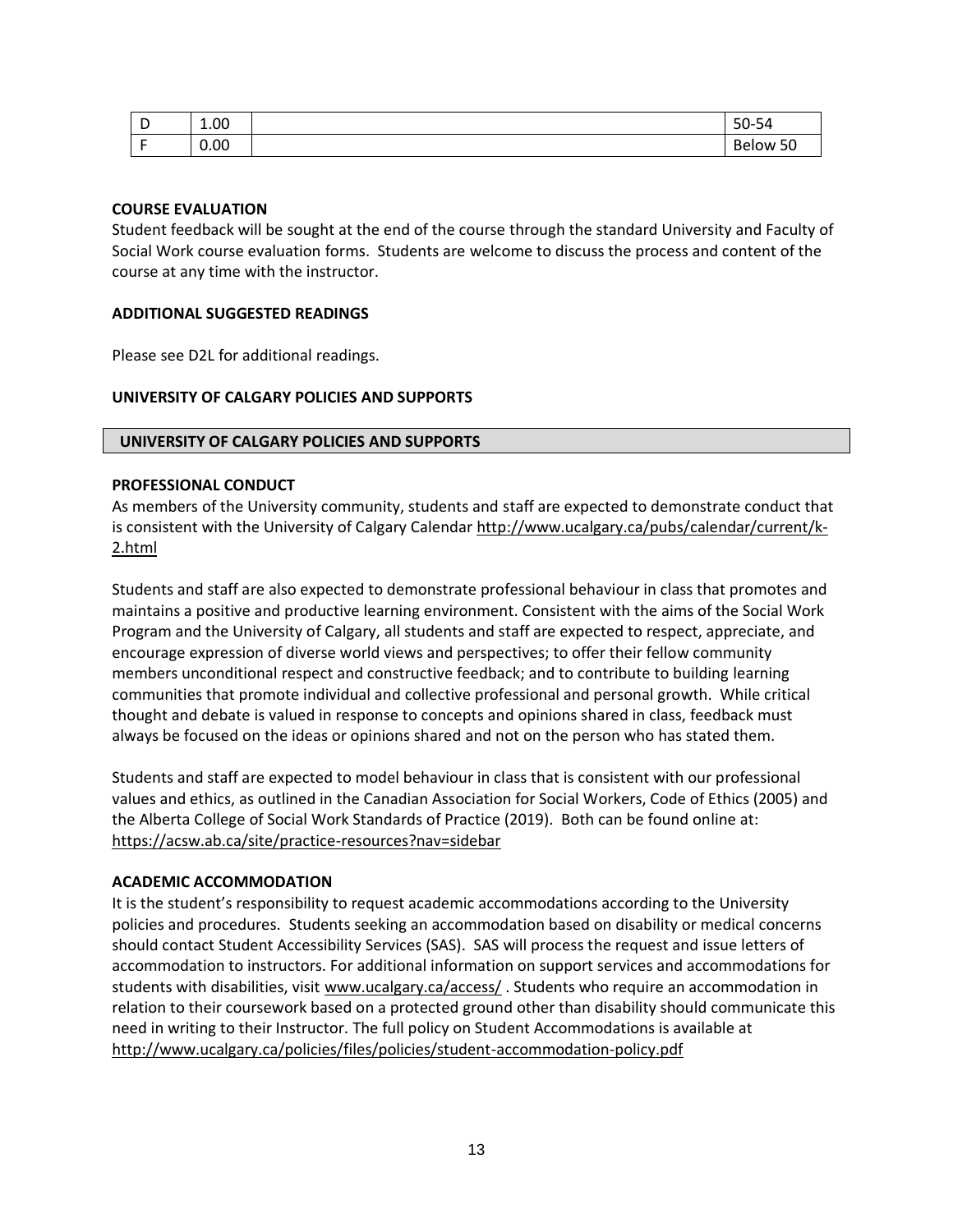| D | 1.00 | | 50-54 |
|---|---|---|---|
| F | 0.00 | | Below 50 |

**COURSE EVALUATION**
Student feedback will be sought at the end of the course through the standard University and Faculty of Social Work course evaluation forms. Students are welcome to discuss the process and content of the course at any time with the instructor.

**ADDITIONAL SUGGESTED READINGS**

Please see D2L for additional readings.

**UNIVERSITY OF CALGARY POLICIES AND SUPPORTS**

**UNIVERSITY OF CALGARY POLICIES AND SUPPORTS**

**PROFESSIONAL CONDUCT**
As members of the University community, students and staff are expected to demonstrate conduct that is consistent with the University of Calgary Calendar http://www.ucalgary.ca/pubs/calendar/current/k-2.html

Students and staff are also expected to demonstrate professional behaviour in class that promotes and maintains a positive and productive learning environment. Consistent with the aims of the Social Work Program and the University of Calgary, all students and staff are expected to respect, appreciate, and encourage expression of diverse world views and perspectives; to offer their fellow community members unconditional respect and constructive feedback; and to contribute to building learning communities that promote individual and collective professional and personal growth. While critical thought and debate is valued in response to concepts and opinions shared in class, feedback must always be focused on the ideas or opinions shared and not on the person who has stated them.

Students and staff are expected to model behaviour in class that is consistent with our professional values and ethics, as outlined in the Canadian Association for Social Workers, Code of Ethics (2005) and the Alberta College of Social Work Standards of Practice (2019). Both can be found online at: https://acsw.ab.ca/site/practice-resources?nav=sidebar

**ACADEMIC ACCOMMODATION**
It is the student's responsibility to request academic accommodations according to the University policies and procedures. Students seeking an accommodation based on disability or medical concerns should contact Student Accessibility Services (SAS). SAS will process the request and issue letters of accommodation to instructors. For additional information on support services and accommodations for students with disabilities, visit www.ucalgary.ca/access/ . Students who require an accommodation in relation to their coursework based on a protected ground other than disability should communicate this need in writing to their Instructor. The full policy on Student Accommodations is available at http://www.ucalgary.ca/policies/files/policies/student-accommodation-policy.pdf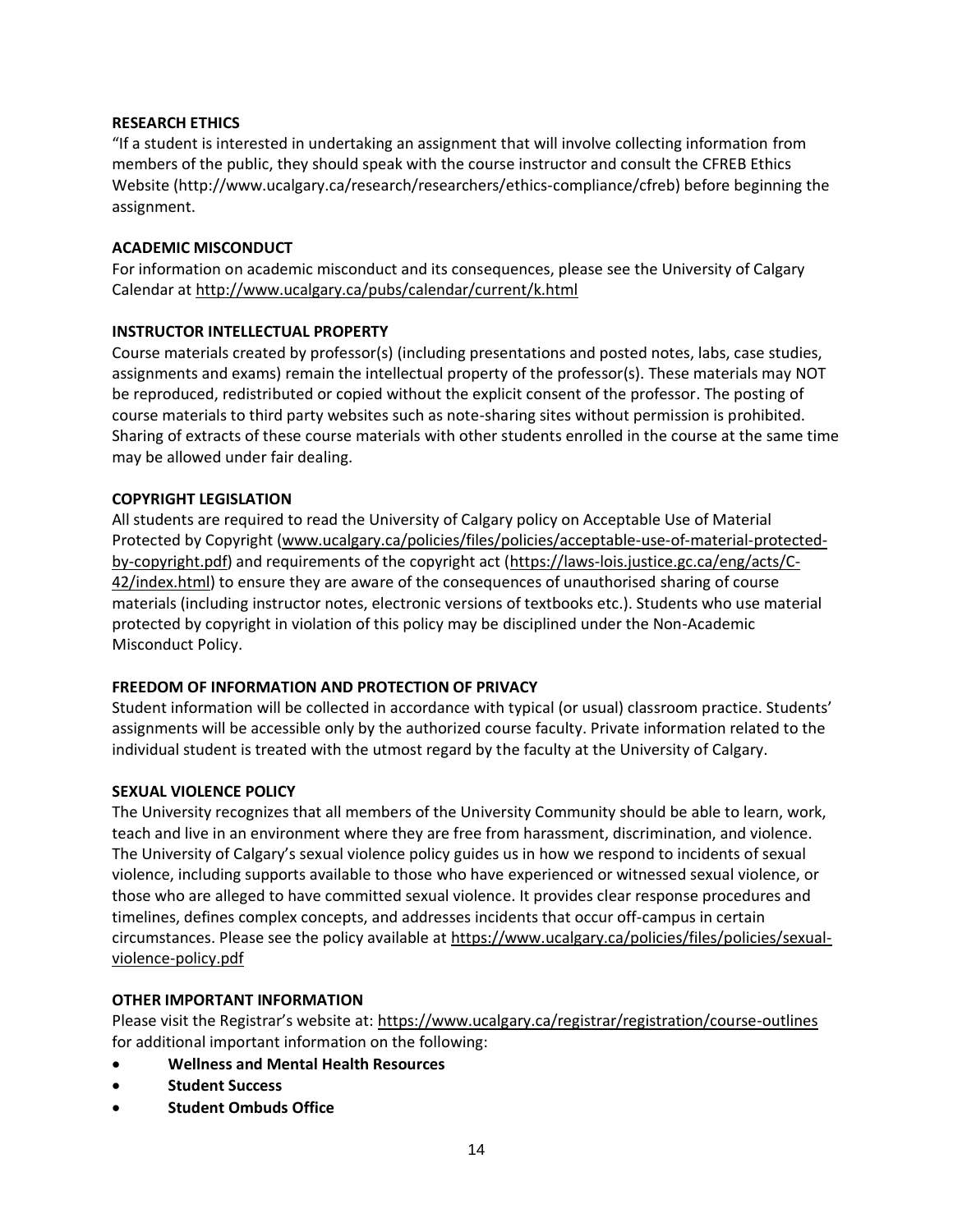**RESEARCH ETHICS**

"If a student is interested in undertaking an assignment that will involve collecting information from members of the public, they should speak with the course instructor and consult the CFREB Ethics Website (http://www.ucalgary.ca/research/researchers/ethics-compliance/cfreb) before beginning the assignment.

**ACADEMIC MISCONDUCT**

For information on academic misconduct and its consequences, please see the University of Calgary Calendar at http://www.ucalgary.ca/pubs/calendar/current/k.html

**INSTRUCTOR INTELLECTUAL PROPERTY**

Course materials created by professor(s) (including presentations and posted notes, labs, case studies, assignments and exams) remain the intellectual property of the professor(s). These materials may NOT be reproduced, redistributed or copied without the explicit consent of the professor. The posting of course materials to third party websites such as note-sharing sites without permission is prohibited. Sharing of extracts of these course materials with other students enrolled in the course at the same time may be allowed under fair dealing.

**COPYRIGHT LEGISLATION**

All students are required to read the University of Calgary policy on Acceptable Use of Material Protected by Copyright (www.ucalgary.ca/policies/files/policies/acceptable-use-of-material-protected-by-copyright.pdf) and requirements of the copyright act (https://laws-lois.justice.gc.ca/eng/acts/C-42/index.html) to ensure they are aware of the consequences of unauthorised sharing of course materials (including instructor notes, electronic versions of textbooks etc.). Students who use material protected by copyright in violation of this policy may be disciplined under the Non-Academic Misconduct Policy.

**FREEDOM OF INFORMATION AND PROTECTION OF PRIVACY**

Student information will be collected in accordance with typical (or usual) classroom practice. Students' assignments will be accessible only by the authorized course faculty. Private information related to the individual student is treated with the utmost regard by the faculty at the University of Calgary.

**SEXUAL VIOLENCE POLICY**

The University recognizes that all members of the University Community should be able to learn, work, teach and live in an environment where they are free from harassment, discrimination, and violence. The University of Calgary's sexual violence policy guides us in how we respond to incidents of sexual violence, including supports available to those who have experienced or witnessed sexual violence, or those who are alleged to have committed sexual violence. It provides clear response procedures and timelines, defines complex concepts, and addresses incidents that occur off-campus in certain circumstances. Please see the policy available at https://www.ucalgary.ca/policies/files/policies/sexual-violence-policy.pdf

**OTHER IMPORTANT INFORMATION**

Please visit the Registrar's website at: https://www.ucalgary.ca/registrar/registration/course-outlines for additional important information on the following:

- **Wellness and Mental Health Resources**
- **Student Success**
- **Student Ombuds Office**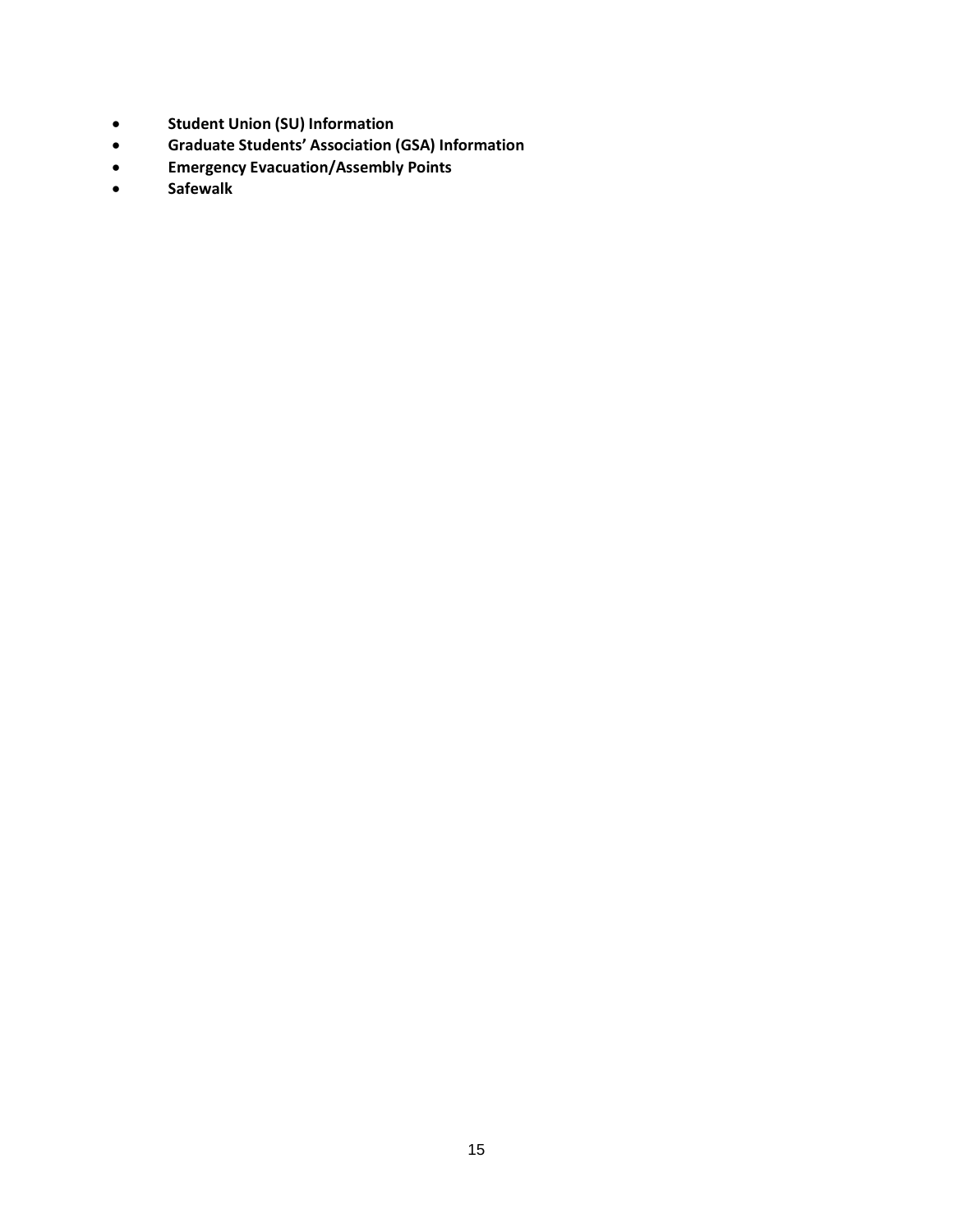- **Student Union (SU) Information**
- **Graduate Students' Association (GSA) Information**
- **Emergency Evacuation/Assembly Points**
- **Safewalk**